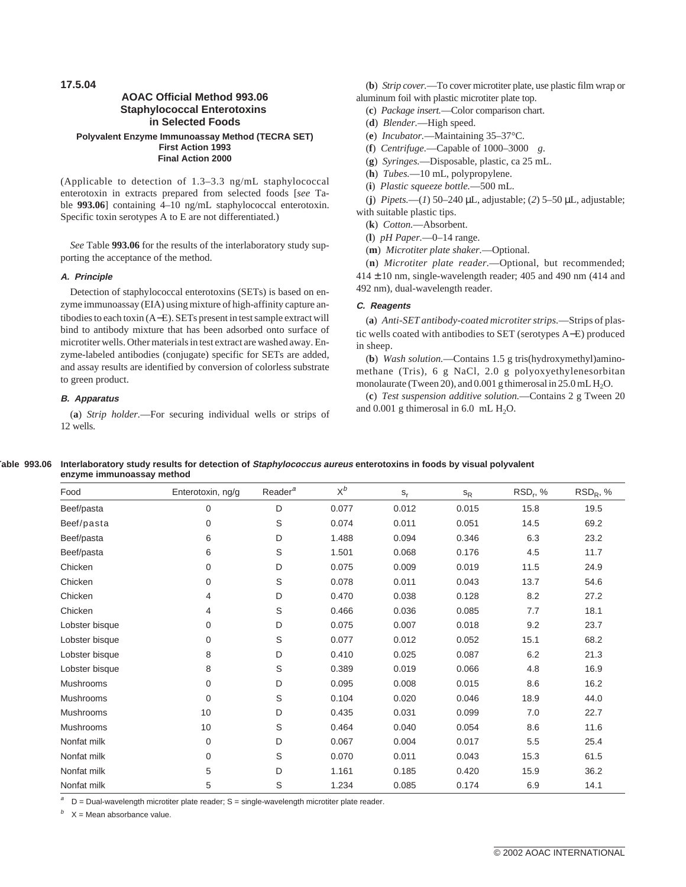17.5.04

## AOAC Official Method 993.06 Staphylococcal Enterotoxins in Selected Foods

**Polyvalent Enzyme Immunoassay Method (TECRA SET)**
**First Action 1993**
**Final Action 2000**

(Applicable to detection of 1.3–3.3 ng/mL staphylococcal enterotoxin in extracts prepared from selected foods [*see* Table **993.06**] containing 4–10 ng/mL staphylococcal enterotoxin. Specific toxin serotypes A to E are not differentiated.)

*See* Table **993.06** for the results of the interlaboratory study supporting the acceptance of the method.

### A. Principle

Detection of staphylococcal enterotoxins (SETs) is based on enzyme immunoassay (EIA) using mixture of high-affinity capture antibodies to each toxin (A−E). SETs present in test sample extract will bind to antibody mixture that has been adsorbed onto surface of microtiter wells. Other materials in test extract are washed away. Enzyme-labeled antibodies (conjugate) specific for SETs are added, and assay results are identified by conversion of colorless substrate to green product.

### B. Apparatus

(**a**) *Strip holder*.—For securing individual wells or strips of 12 wells.

(**b**) *Strip cover*.—To cover microtiter plate, use plastic film wrap or aluminum foil with plastic microtiter plate top.

(**c**) *Package insert*.—Color comparison chart.

(**d**) *Blender*.—High speed.

(**e**) *Incubator*.—Maintaining 35–37°C.

(**f**) *Centrifuge*.—Capable of 1000–3000 *g*.

(**g**) *Syringes*.—Disposable, plastic, ca 25 mL.

(**h**) *Tubes*.—10 mL, polypropylene.

(**i**) *Plastic squeeze bottle*.—500 mL.

(**j**) *Pipets*.—(*1*) 50–240 µL, adjustable; (*2*) 5–50 µL, adjustable; with suitable plastic tips.

(**k**) *Cotton*.—Absorbent.

(**l**) *pH Paper*.—0–14 range.

(**m**) *Microtiter plate shaker*.—Optional.

(**n**) *Microtiter plate reader*.—Optional, but recommended; 414 ± 10 nm, single-wavelength reader; 405 and 490 nm (414 and 492 nm), dual-wavelength reader.

### C. Reagents

(**a**) *Anti-SET antibody-coated microtiter strips*.—Strips of plastic wells coated with antibodies to SET (serotypes A−E) produced in sheep.

(**b**) *Wash solution*.—Contains 1.5 g tris(hydroxymethyl)aminomethane (Tris), 6 g NaCl, 2.0 g polyoxyethylenesorbitan monolaurate (Tween 20), and 0.001 g thimerosal in 25.0 mL $H_2O$.

(**c**) *Test suspension additive solution*.—Contains 2 g Tween 20 and 0.001 g thimerosal in 6.0 mL $H_2O$.

**Table 993.06 Interlaboratory study results for detection of *Staphylococcus aureus* enterotoxins in foods by visual polyvalent enzyme immunoassay method**

| Food | Enterotoxin, ng/g | Reader[a] | X[b] | $s_r$ | $s_R$ | $RSD_r$, % | $RSD_R$, % |
|---|---|---|---|---|---|---|---|
| Beef/pasta | 0 | D | 0.077 | 0.012 | 0.015 | 15.8 | 19.5 |
| Beef/pasta | 0 | S | 0.074 | 0.011 | 0.051 | 14.5 | 69.2 |
| Beef/pasta | 6 | D | 1.488 | 0.094 | 0.346 | 6.3 | 23.2 |
| Beef/pasta | 6 | S | 1.501 | 0.068 | 0.176 | 4.5 | 11.7 |
| Chicken | 0 | D | 0.075 | 0.009 | 0.019 | 11.5 | 24.9 |
| Chicken | 0 | S | 0.078 | 0.011 | 0.043 | 13.7 | 54.6 |
| Chicken | 4 | D | 0.470 | 0.038 | 0.128 | 8.2 | 27.2 |
| Chicken | 4 | S | 0.466 | 0.036 | 0.085 | 7.7 | 18.1 |
| Lobster bisque | 0 | D | 0.075 | 0.007 | 0.018 | 9.2 | 23.7 |
| Lobster bisque | 0 | S | 0.077 | 0.012 | 0.052 | 15.1 | 68.2 |
| Lobster bisque | 8 | D | 0.410 | 0.025 | 0.087 | 6.2 | 21.3 |
| Lobster bisque | 8 | S | 0.389 | 0.019 | 0.066 | 4.8 | 16.9 |
| Mushrooms | 0 | D | 0.095 | 0.008 | 0.015 | 8.6 | 16.2 |
| Mushrooms | 0 | S | 0.104 | 0.020 | 0.046 | 18.9 | 44.0 |
| Mushrooms | 10 | D | 0.435 | 0.031 | 0.099 | 7.0 | 22.7 |
| Mushrooms | 10 | S | 0.464 | 0.040 | 0.054 | 8.6 | 11.6 |
| Nonfat milk | 0 | D | 0.067 | 0.004 | 0.017 | 5.5 | 25.4 |
| Nonfat milk | 0 | S | 0.070 | 0.011 | 0.043 | 15.3 | 61.5 |
| Nonfat milk | 5 | D | 1.161 | 0.185 | 0.420 | 15.9 | 36.2 |
| Nonfat milk | 5 | S | 1.234 | 0.085 | 0.174 | 6.9 | 14.1 |

[a] D = Dual-wavelength microtiter plate reader; S = single-wavelength microtiter plate reader.

[b] X = Mean absorbance value.

© 2002 AOAC INTERNATIONAL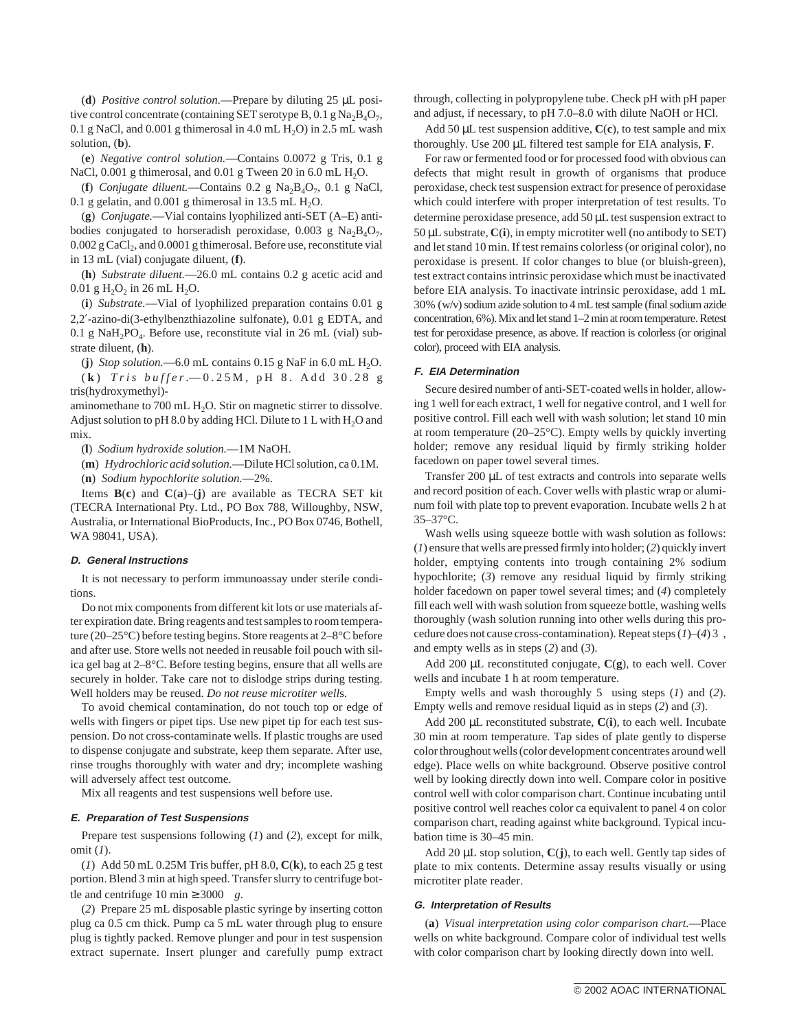(**d**) *Positive control solution*.—Prepare by diluting 25 μL positive control concentrate (containing SET serotype B, 0.1 g $Na_2B_4O_7$, 0.1 g NaCl, and 0.001 g thimerosal in 4.0 mL $H_2O$) in 2.5 mL wash solution, (**b**).

(**e**) *Negative control solution.*—Contains 0.0072 g Tris, 0.1 g NaCl, 0.001 g thimerosal, and 0.01 g Tween 20 in 6.0 mL $H_2O$.

(**f**) *Conjugate diluent.*—Contains 0.2 g $Na_2B_4O_7$, 0.1 g NaCl, 0.1 g gelatin, and 0.001 g thimerosal in 13.5 mL $H_2O$.

(**g**) *Conjugate.*—Vial contains lyophilized anti-SET (A–E) antibodies conjugated to horseradish peroxidase, 0.003 g $Na_2B_4O_7$, 0.002 g $CaCl_2$, and 0.0001 g thimerosal. Before use, reconstitute vial in 13 mL (vial) conjugate diluent, (**f**).

(**h**) *Substrate diluent.*—26.0 mL contains 0.2 g acetic acid and 0.01 g $H_2O_2$ in 26 mL $H_2O$.

(**i**) *Substrate.*—Vial of lyophilized preparation contains 0.01 g 2,2′-azino-di(3-ethylbenzthiazoline sulfonate), 0.01 g EDTA, and 0.1 g $NaH_2PO_4$. Before use, reconstitute vial in 26 mL (vial) substrate diluent, (**h**).

(**j**) *Stop solution.*—6.0 mL contains 0.15 g NaF in 6.0 mL $H_2O$.

(**k**) *Tris buffer*.—0.25M, pH 8. Add 30.28 g tris(hydroxymethyl)-aminomethane to 700 mL $H_2O$. Stir on magnetic stirrer to dissolve. Adjust solution to pH 8.0 by adding HCl. Dilute to 1 L with $H_2O$ and mix.

(**l**) *Sodium hydroxide solution.*—1M NaOH.

(**m**) *Hydrochloric acid solution.*—Dilute HCl solution, ca 0.1M.

(**n**) *Sodium hypochlorite solution.*—2%.

Items **B**(**c**) and **C**(**a**)–(**j**) are available as TECRA SET kit (TECRA International Pty. Ltd., PO Box 788, Willoughby, NSW, Australia, or International BioProducts, Inc., PO Box 0746, Bothell, WA 98041, USA).

### D. General Instructions

It is not necessary to perform immunoassay under sterile conditions.

Do not mix components from different kit lots or use materials after expiration date. Bring reagents and test samples to room temperature (20–25°C) before testing begins. Store reagents at 2–8°C before and after use. Store wells not needed in reusable foil pouch with silica gel bag at 2–8°C. Before testing begins, ensure that all wells are securely in holder. Take care not to dislodge strips during testing. Well holders may be reused. *Do not reuse microtiter wells.*

To avoid chemical contamination, do not touch top or edge of wells with fingers or pipet tips. Use new pipet tip for each test suspension. Do not cross-contaminate wells. If plastic troughs are used to dispense conjugate and substrate, keep them separate. After use, rinse troughs thoroughly with water and dry; incomplete washing will adversely affect test outcome.

Mix all reagents and test suspensions well before use.

### E. Preparation of Test Suspensions

Prepare test suspensions following (*1*) and (*2*), except for milk, omit (*1*).

(*1*) Add 50 mL 0.25M Tris buffer, pH 8.0, **C**(**k**), to each 25 g test portion. Blend 3 min at high speed. Transfer slurry to centrifuge bottle and centrifuge 10 min ≥3000 × *g*.

(*2*) Prepare 25 mL disposable plastic syringe by inserting cotton plug ca 0.5 cm thick. Pump ca 5 mL water through plug to ensure plug is tightly packed. Remove plunger and pour in test suspension extract supernate. Insert plunger and carefully pump extract through, collecting in polypropylene tube. Check pH with pH paper and adjust, if necessary, to pH 7.0–8.0 with dilute NaOH or HCl.

Add 50 μL test suspension additive, **C**(**c**), to test sample and mix thoroughly. Use 200 μL filtered test sample for EIA analysis, **F**.

For raw or fermented food or for processed food with obvious can defects that might result in growth of organisms that produce peroxidase, check test suspension extract for presence of peroxidase which could interfere with proper interpretation of test results. To determine peroxidase presence, add 50 μL test suspension extract to 50 μL substrate, **C**(**i**), in empty microtiter well (no antibody to SET) and let stand 10 min. If test remains colorless (or original color), no peroxidase is present. If color changes to blue (or bluish-green), test extract contains intrinsic peroxidase which must be inactivated before EIA analysis. To inactivate intrinsic peroxidase, add 1 mL 30% (w/v) sodium azide solution to 4 mL test sample (final sodium azide concentration, 6%). Mix and let stand 1–2 min at room temperature. Retest test for peroxidase presence, as above. If reaction is colorless (or original color), proceed with EIA analysis.

### F. EIA Determination

Secure desired number of anti-SET-coated wells in holder, allowing 1 well for each extract, 1 well for negative control, and 1 well for positive control. Fill each well with wash solution; let stand 10 min at room temperature (20–25°C). Empty wells by quickly inverting holder; remove any residual liquid by firmly striking holder facedown on paper towel several times.

Transfer 200 μL of test extracts and controls into separate wells and record position of each. Cover wells with plastic wrap or aluminum foil with plate top to prevent evaporation. Incubate wells 2 h at 35–37°C.

Wash wells using squeeze bottle with wash solution as follows: (*1*) ensure that wells are pressed firmly into holder; (*2*) quickly invert holder, emptying contents into trough containing 2% sodium hypochlorite; (*3*) remove any residual liquid by firmly striking holder facedown on paper towel several times; and (*4*) completely fill each well with wash solution from squeeze bottle, washing wells thoroughly (wash solution running into other wells during this procedure does not cause cross-contamination). Repeat steps (*1*)–(*4*) 3 ×, and empty wells as in steps (*2*) and (*3*).

Add 200 μL reconstituted conjugate, **C**(**g**), to each well. Cover wells and incubate 1 h at room temperature.

Empty wells and wash thoroughly 5 × using steps (*1*) and (*2*). Empty wells and remove residual liquid as in steps (*2*) and (*3*).

Add 200 μL reconstituted substrate, **C**(**i**), to each well. Incubate 30 min at room temperature. Tap sides of plate gently to disperse color throughout wells (color development concentrates around well edge). Place wells on white background. Observe positive control well by looking directly down into well. Compare color in positive control well with color comparison chart. Continue incubating until positive control well reaches color ca equivalent to panel 4 on color comparison chart, reading against white background. Typical incubation time is 30–45 min.

Add 20 μL stop solution, **C**(**j**), to each well. Gently tap sides of plate to mix contents. Determine assay results visually or using microtiter plate reader.

### G. Interpretation of Results

(**a**) *Visual interpretation using color comparison chart.*—Place wells on white background. Compare color of individual test wells with color comparison chart by looking directly down into well.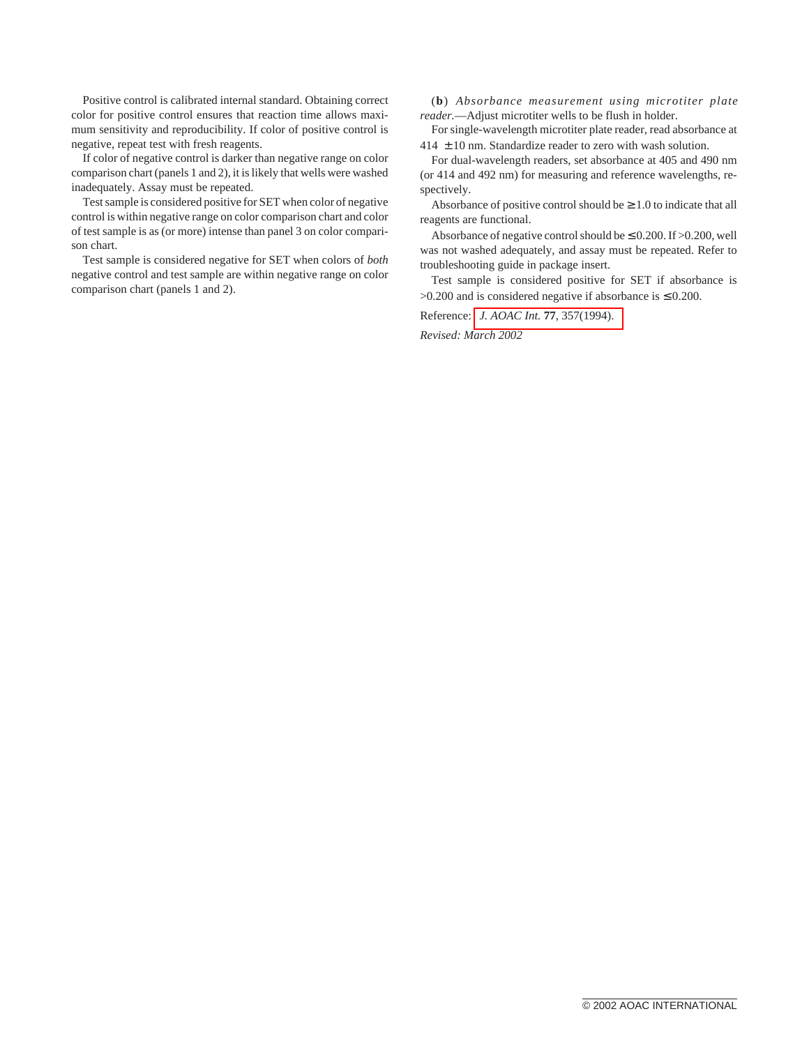Positive control is calibrated internal standard. Obtaining correct color for positive control ensures that reaction time allows maximum sensitivity and reproducibility. If color of positive control is negative, repeat test with fresh reagents.

If color of negative control is darker than negative range on color comparison chart (panels 1 and 2), it is likely that wells were washed inadequately. Assay must be repeated.

Test sample is considered positive for SET when color of negative control is within negative range on color comparison chart and color of test sample is as (or more) intense than panel 3 on color comparison chart.

Test sample is considered negative for SET when colors of *both* negative control and test sample are within negative range on color comparison chart (panels 1 and 2).

(**b**) *Absorbance measurement using microtiter plate reader.*—Adjust microtiter wells to be flush in holder.

For single-wavelength microtiter plate reader, read absorbance at 414 ± 10 nm. Standardize reader to zero with wash solution.

For dual-wavelength readers, set absorbance at 405 and 490 nm (or 414 and 492 nm) for measuring and reference wavelengths, respectively.

Absorbance of positive control should be ≥1.0 to indicate that all reagents are functional.

Absorbance of negative control should be ≤0.200. If >0.200, well was not washed adequately, and assay must be repeated. Refer to troubleshooting guide in package insert.

Test sample is considered positive for SET if absorbance is >0.200 and is considered negative if absorbance is ≤0.200.

Reference: *J. AOAC Int.* **77**, 357(1994).

*Revised: March 2002*